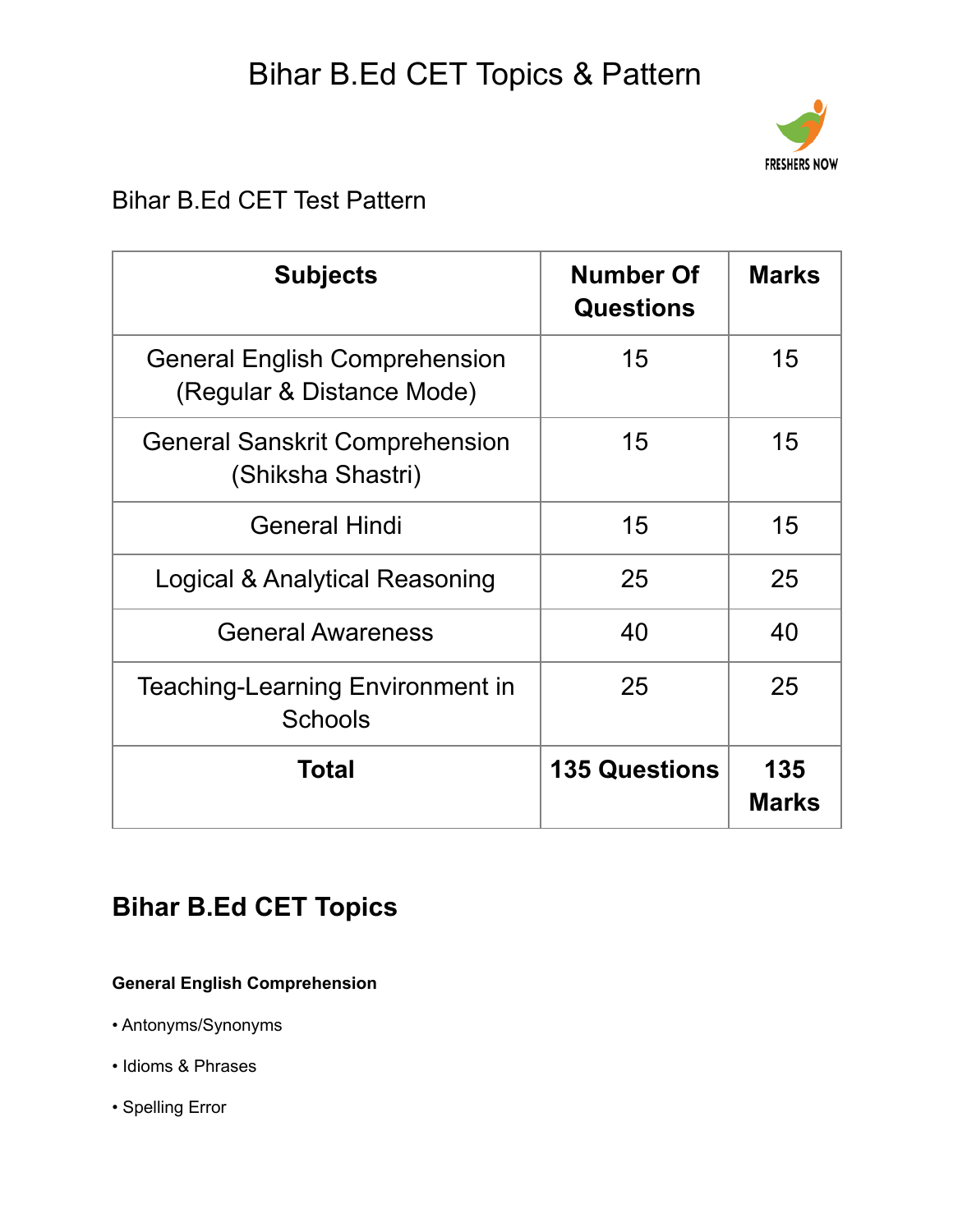# Bihar B.Ed CET Topics & Pattern

Bihar B.Ed CET Test Pattern

| Subjects | Number Of Questions | Marks |
|---|---|---|
| General English Comprehension (Regular & Distance Mode) | 15 | 15 |
| General Sanskrit Comprehension (Shiksha Shastri) | 15 | 15 |
| General Hindi | 15 | 15 |
| Logical & Analytical Reasoning | 25 | 25 |
| General Awareness | 40 | 40 |
| Teaching-Learning Environment in Schools | 25 | 25 |
| **Total** | **135 Questions** | **135 Marks** |

## Bihar B.Ed CET Topics

**General English Comprehension**

• Antonyms/Synonyms

• Idioms & Phrases

• Spelling Error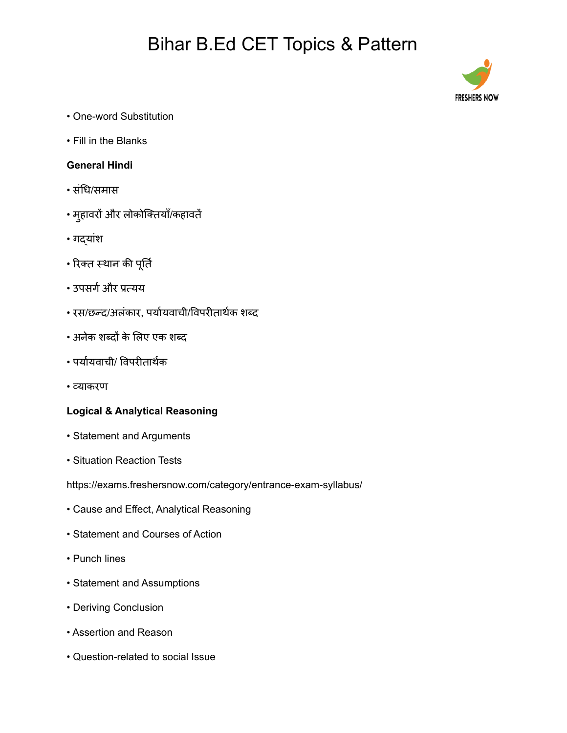- One-word Substitution
- Fill in the Blanks

**General Hindi**

- संधि/समास
- मुहावरों और लोकोक्तियाँ/कहावतें
- गद्यांश
- रिक्त स्थान की पूर्ति
- उपसर्ग और प्रत्यय
- रस/छन्द/अलंकार, पर्यायवाची/विपरीतार्थक शब्द
- अनेक शब्दों के लिए एक शब्द
- पर्यायवाची/ विपरीतार्थक
- व्याकरण

**Logical & Analytical Reasoning**

- Statement and Arguments
- Situation Reaction Tests

https://exams.freshersnow.com/category/entrance-exam-syllabus/

- Cause and Effect, Analytical Reasoning
- Statement and Courses of Action
- Punch lines
- Statement and Assumptions
- Deriving Conclusion
- Assertion and Reason
- Question-related to social Issue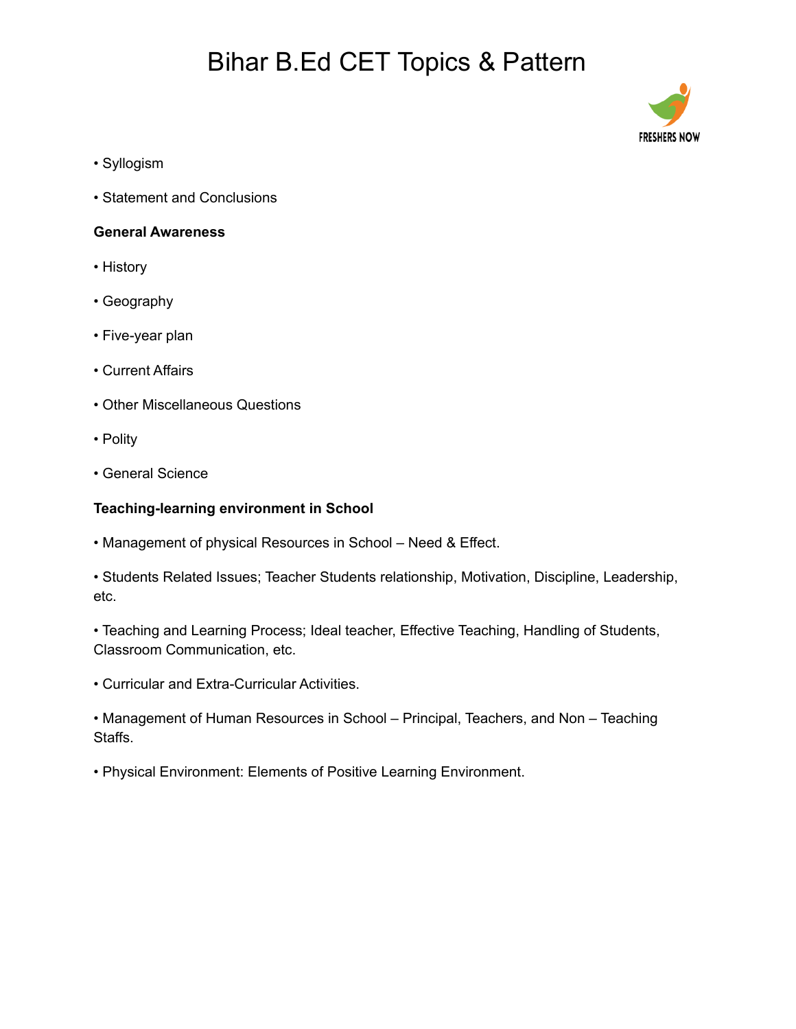- Syllogism
- Statement and Conclusions

**General Awareness**

- History
- Geography
- Five-year plan
- Current Affairs
- Other Miscellaneous Questions
- Polity
- General Science

**Teaching-learning environment in School**

- Management of physical Resources in School – Need & Effect.
- Students Related Issues; Teacher Students relationship, Motivation, Discipline, Leadership, etc.
- Teaching and Learning Process; Ideal teacher, Effective Teaching, Handling of Students, Classroom Communication, etc.
- Curricular and Extra-Curricular Activities.
- Management of Human Resources in School – Principal, Teachers, and Non – Teaching Staffs.
- Physical Environment: Elements of Positive Learning Environment.